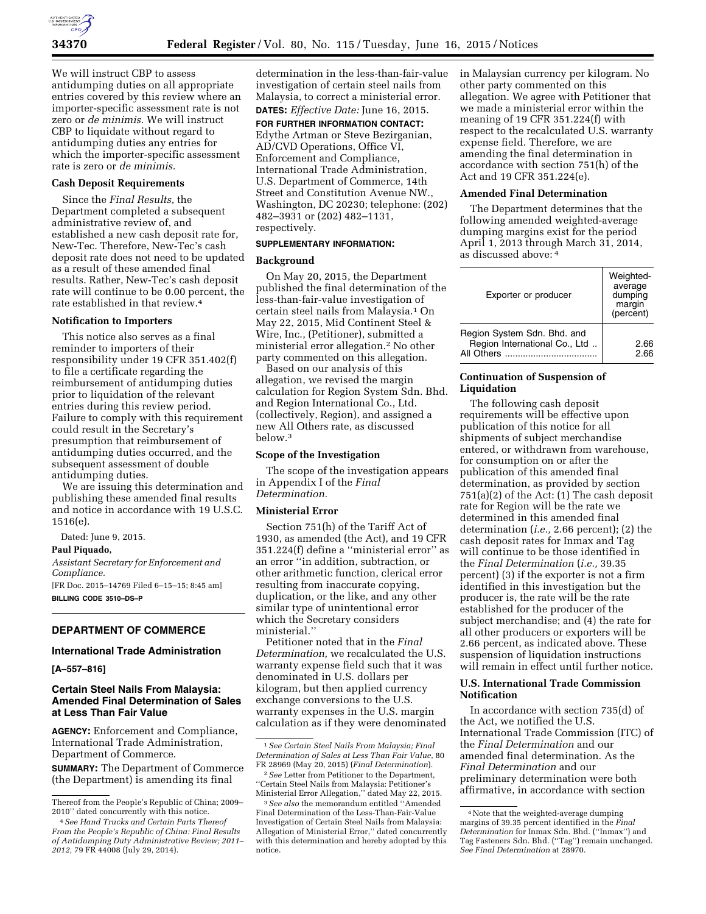We will instruct CBP to assess antidumping duties on all appropriate entries covered by this review where an importer-specific assessment rate is not zero or *de minimis.* We will instruct CBP to liquidate without regard to antidumping duties any entries for which the importer-specific assessment rate is zero or *de minimis.*

**Cash Deposit Requirements**

Since the *Final Results,* the Department completed a subsequent administrative review of, and established a new cash deposit rate for, New-Tec. Therefore, New-Tec's cash deposit rate does not need to be updated as a result of these amended final results. Rather, New-Tec's cash deposit rate will continue to be 0.00 percent, the rate established in that review.[4]

**Notification to Importers**

This notice also serves as a final reminder to importers of their responsibility under 19 CFR 351.402(f) to file a certificate regarding the reimbursement of antidumping duties prior to liquidation of the relevant entries during this review period. Failure to comply with this requirement could result in the Secretary's presumption that reimbursement of antidumping duties occurred, and the subsequent assessment of double antidumping duties.

We are issuing this determination and publishing these amended final results and notice in accordance with 19 U.S.C. 1516(e).

Dated: June 9, 2015.

**Paul Piquado,**

*Assistant Secretary for Enforcement and Compliance.*

[FR Doc. 2015–14769 Filed 6–15–15; 8:45 am]

**BILLING CODE 3510–DS–P**

Thereof from the People's Republic of China; 2009–2010'' dated concurrently with this notice.

[4] *See Hand Trucks and Certain Parts Thereof From the People's Republic of China: Final Results of Antidumping Duty Administrative Review; 2011–2012,* 79 FR 44008 (July 29, 2014).

## DEPARTMENT OF COMMERCE

### International Trade Administration

**[A–557–816]**

### Certain Steel Nails From Malaysia: Amended Final Determination of Sales at Less Than Fair Value

**AGENCY:** Enforcement and Compliance, International Trade Administration, Department of Commerce.

**SUMMARY:** The Department of Commerce (the Department) is amending its final determination in the less-than-fair-value investigation of certain steel nails from Malaysia, to correct a ministerial error.

**DATES:** *Effective Date:* June 16, 2015.

**FOR FURTHER INFORMATION CONTACT:** Edythe Artman or Steve Bezirganian, AD/CVD Operations, Office VI, Enforcement and Compliance, International Trade Administration, U.S. Department of Commerce, 14th Street and Constitution Avenue NW., Washington, DC 20230; telephone: (202) 482–3931 or (202) 482–1131, respectively.

**SUPPLEMENTARY INFORMATION:**

**Background**

On May 20, 2015, the Department published the final determination of the less-than-fair-value investigation of certain steel nails from Malaysia.[1] On May 22, 2015, Mid Continent Steel & Wire, Inc., (Petitioner), submitted a ministerial error allegation.[2] No other party commented on this allegation.

Based on our analysis of this allegation, we revised the margin calculation for Region System Sdn. Bhd. and Region International Co., Ltd. (collectively, Region), and assigned a new All Others rate, as discussed below.[3]

**Scope of the Investigation**

The scope of the investigation appears in Appendix I of the *Final Determination.*

**Ministerial Error**

Section 751(h) of the Tariff Act of 1930, as amended (the Act), and 19 CFR 351.224(f) define a ''ministerial error'' as an error ''in addition, subtraction, or other arithmetic function, clerical error resulting from inaccurate copying, duplication, or the like, and any other similar type of unintentional error which the Secretary considers ministerial.''

Petitioner noted that in the *Final Determination,* we recalculated the U.S. warranty expense field such that it was denominated in U.S. dollars per kilogram, but then applied currency exchange conversions to the U.S. warranty expenses in the U.S. margin calculation as if they were denominated in Malaysian currency per kilogram. No other party commented on this allegation. We agree with Petitioner that we made a ministerial error within the meaning of 19 CFR 351.224(f) with respect to the recalculated U.S. warranty expense field. Therefore, we are amending the final determination in accordance with section 751(h) of the Act and 19 CFR 351.224(e).

[1] *See Certain Steel Nails From Malaysia; Final Determination of Sales at Less Than Fair Value,* 80 FR 28969 (May 20, 2015) (*Final Determination*).

[2] *See* Letter from Petitioner to the Department, ''Certain Steel Nails from Malaysia: Petitioner's Ministerial Error Allegation,'' dated May 22, 2015.

[3] *See also* the memorandum entitled ''Amended Final Determination of the Less-Than-Fair-Value Investigation of Certain Steel Nails from Malaysia: Allegation of Ministerial Error,'' dated concurrently with this determination and hereby adopted by this notice.

**Amended Final Determination**

The Department determines that the following amended weighted-average dumping margins exist for the period April 1, 2013 through March 31, 2014, as discussed above:[4]

| Exporter or producer | Weighted-average dumping margin (percent) |
|---|---|
| Region System Sdn. Bhd. and Region International Co., Ltd | 2.66 |
| All Others | 2.66 |

**Continuation of Suspension of Liquidation**

The following cash deposit requirements will be effective upon publication of this notice for all shipments of subject merchandise entered, or withdrawn from warehouse, for consumption on or after the publication of this amended final determination, as provided by section 751(a)(2) of the Act: (1) The cash deposit rate for Region will be the rate we determined in this amended final determination (*i.e.,* 2.66 percent); (2) the cash deposit rates for Inmax and Tag will continue to be those identified in the *Final Determination* (*i.e.,* 39.35 percent) (3) if the exporter is not a firm identified in this investigation but the producer is, the rate will be the rate established for the producer of the subject merchandise; and (4) the rate for all other producers or exporters will be 2.66 percent, as indicated above. These suspension of liquidation instructions will remain in effect until further notice.

**U.S. International Trade Commission Notification**

In accordance with section 735(d) of the Act, we notified the U.S. International Trade Commission (ITC) of the *Final Determination* and our amended final determination. As the *Final Determination* and our preliminary determination were both affirmative, in accordance with section

[4] Note that the weighted-average dumping margins of 39.35 percent identified in the *Final Determination* for Inmax Sdn. Bhd. (''Inmax'') and Tag Fasteners Sdn. Bhd. (''Tag'') remain unchanged. *See Final Determination* at 28970.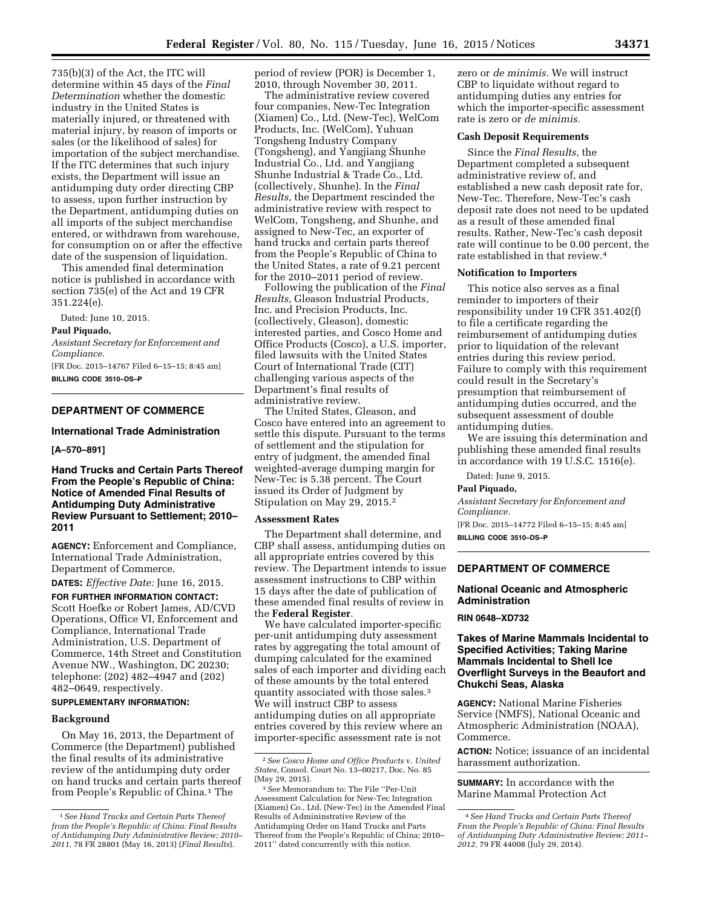735(b)(3) of the Act, the ITC will determine within 45 days of the *Final Determination* whether the domestic industry in the United States is materially injured, or threatened with material injury, by reason of imports or sales (or the likelihood of sales) for importation of the subject merchandise. If the ITC determines that such injury exists, the Department will issue an antidumping duty order directing CBP to assess, upon further instruction by the Department, antidumping duties on all imports of the subject merchandise entered, or withdrawn from warehouse, for consumption on or after the effective date of the suspension of liquidation.

This amended final determination notice is published in accordance with section 735(e) of the Act and 19 CFR 351.224(e).

Dated: June 10, 2015.

**Paul Piquado,**

*Assistant Secretary for Enforcement and Compliance.*

[FR Doc. 2015–14767 Filed 6–15–15; 8:45 am]

**BILLING CODE 3510–DS–P**

---

## DEPARTMENT OF COMMERCE

### International Trade Administration

**[A–570–891]**

### Hand Trucks and Certain Parts Thereof From the People's Republic of China: Notice of Amended Final Results of Antidumping Duty Administrative Review Pursuant to Settlement; 2010–2011

**AGENCY:** Enforcement and Compliance, International Trade Administration, Department of Commerce.

**DATES:** *Effective Date:* June 16, 2015.

**FOR FURTHER INFORMATION CONTACT:** Scott Hoefke or Robert James, AD/CVD Operations, Office VI, Enforcement and Compliance, International Trade Administration, U.S. Department of Commerce, 14th Street and Constitution Avenue NW., Washington, DC 20230; telephone: (202) 482–4947 and (202) 482–0649, respectively.

**SUPPLEMENTARY INFORMATION:**

#### Background

On May 16, 2013, the Department of Commerce (the Department) published the final results of its administrative review of the antidumping duty order on hand trucks and certain parts thereof from People's Republic of China.[1] The period of review (POR) is December 1, 2010, through November 30, 2011.

The administrative review covered four companies, New-Tec Integration (Xiamen) Co., Ltd. (New-Tec), WelCom Products, Inc. (WelCom), Yuhuan Tongsheng Industry Company (Tongsheng), and Yangjiang Shunhe Industrial Co., Ltd. and Yangjiang Shunhe Industrial & Trade Co., Ltd. (collectively, Shunhe). In the *Final Results,* the Department rescinded the administrative review with respect to WelCom, Tongsheng, and Shunhe, and assigned to New-Tec, an exporter of hand trucks and certain parts thereof from the People's Republic of China to the United States, a rate of 9.21 percent for the 2010–2011 period of review.

Following the publication of the *Final Results,* Gleason Industrial Products, Inc. and Precision Products, Inc. (collectively, Gleason), domestic interested parties, and Cosco Home and Office Products (Cosco), a U.S. importer, filed lawsuits with the United States Court of International Trade (CIT) challenging various aspects of the Department's final results of administrative review.

The United States, Gleason, and Cosco have entered into an agreement to settle this dispute. Pursuant to the terms of settlement and the stipulation for entry of judgment, the amended final weighted-average dumping margin for New-Tec is 5.38 percent. The Court issued its Order of Judgment by Stipulation on May 29, 2015.[2]

#### Assessment Rates

The Department shall determine, and CBP shall assess, antidumping duties on all appropriate entries covered by this review. The Department intends to issue assessment instructions to CBP within 15 days after the date of publication of these amended final results of review in the **Federal Register**.

We have calculated importer-specific per-unit antidumping duty assessment rates by aggregating the total amount of dumping calculated for the examined sales of each importer and dividing each of these amounts by the total entered quantity associated with those sales.[3] We will instruct CBP to assess antidumping duties on all appropriate entries covered by this review where an importer-specific assessment rate is not zero or *de minimis.* We will instruct CBP to liquidate without regard to antidumping duties any entries for which the importer-specific assessment rate is zero or *de minimis.*

#### Cash Deposit Requirements

Since the *Final Results,* the Department completed a subsequent administrative review of, and established a new cash deposit rate for, New-Tec. Therefore, New-Tec's cash deposit rate does not need to be updated as a result of these amended final results. Rather, New-Tec's cash deposit rate will continue to be 0.00 percent, the rate established in that review.[4]

#### Notification to Importers

This notice also serves as a final reminder to importers of their responsibility under 19 CFR 351.402(f) to file a certificate regarding the reimbursement of antidumping duties prior to liquidation of the relevant entries during this review period. Failure to comply with this requirement could result in the Secretary's presumption that reimbursement of antidumping duties occurred, and the subsequent assessment of double antidumping duties.

We are issuing this determination and publishing these amended final results in accordance with 19 U.S.C. 1516(e).

Dated: June 9, 2015.

**Paul Piquado,**

*Assistant Secretary for Enforcement and Compliance.*

[FR Doc. 2015–14772 Filed 6–15–15; 8:45 am]

**BILLING CODE 3510–DS–P**

[1] *See Hand Trucks and Certain Parts Thereof from the People's Republic of China: Final Results of Antidumping Duty Administrative Review; 2010–2011,* 78 FR 28801 (May 16, 2013) (*Final Results*).

[2] *See Cosco Home and Office Products* v. *United States,* Consol. Court No. 13–00217, Doc. No. 85 (May 29, 2015).

[3] *See* Memorandum to: The File ''Per-Unit Assessment Calculation for New-Tec Integration (Xiamen) Co., Ltd. (New-Tec) in the Amended Final Results of Admininstrative Review of the Antidumping Order on Hand Trucks and Parts Thereof from the People's Republic of China; 2010–2011'' dated concurrently with this notice.

[4] *See Hand Trucks and Certain Parts Thereof From the People's Republic of China: Final Results of Antidumping Duty Administrative Review; 2011–2012,* 79 FR 44008 (July 29, 2014).

---

## DEPARTMENT OF COMMERCE

### National Oceanic and Atmospheric Administration

**RIN 0648–XD732**

### Takes of Marine Mammals Incidental to Specified Activities; Taking Marine Mammals Incidental to Shell Ice Overflight Surveys in the Beaufort and Chukchi Seas, Alaska

**AGENCY:** National Marine Fisheries Service (NMFS), National Oceanic and Atmospheric Administration (NOAA), Commerce.

**ACTION:** Notice; issuance of an incidental harassment authorization.

**SUMMARY:** In accordance with the Marine Mammal Protection Act